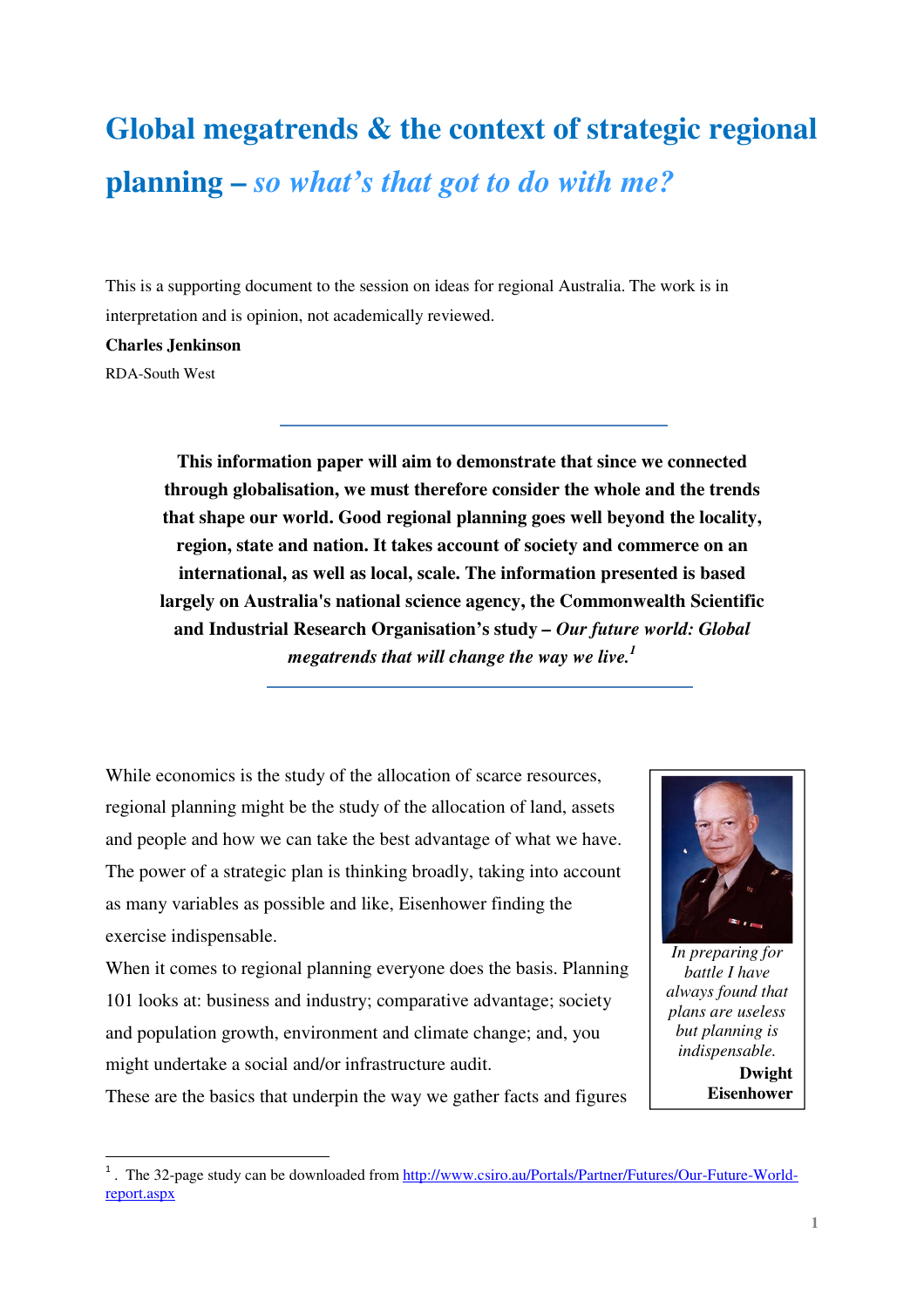# Global megatrends & the context of strategic regional planning – *so what's that got to do with me?*

This is a supporting document to the session on ideas for regional Australia. The work is in interpretation and is opinion, not academically reviewed.

**Charles Jenkinson**

RDA-South West

---

**This information paper will aim to demonstrate that since we connected through globalisation, we must therefore consider the whole and the trends that shape our world. Good regional planning goes well beyond the locality, region, state and nation. It takes account of society and commerce on an international, as well as local, scale. The information presented is based largely on Australia's national science agency, the Commonwealth Scientific and Industrial Research Organisation's study – *Our future world: Global megatrends that will change the way we live.*[1]**

---

While economics is the study of the allocation of scarce resources, regional planning might be the study of the allocation of land, assets and people and how we can take the best advantage of what we have. The power of a strategic plan is thinking broadly, taking into account as many variables as possible and like, Eisenhower finding the exercise indispensable.

*In preparing for battle I have always found that plans are useless but planning is indispensable.*

**Dwight Eisenhower**

When it comes to regional planning everyone does the basis. Planning 101 looks at: business and industry; comparative advantage; society and population growth, environment and climate change; and, you might undertake a social and/or infrastructure audit.

These are the basics that underpin the way we gather facts and figures

---

[1]. The 32-page study can be downloaded from http://www.csiro.au/Portals/Partner/Futures/Our-Future-World-report.aspx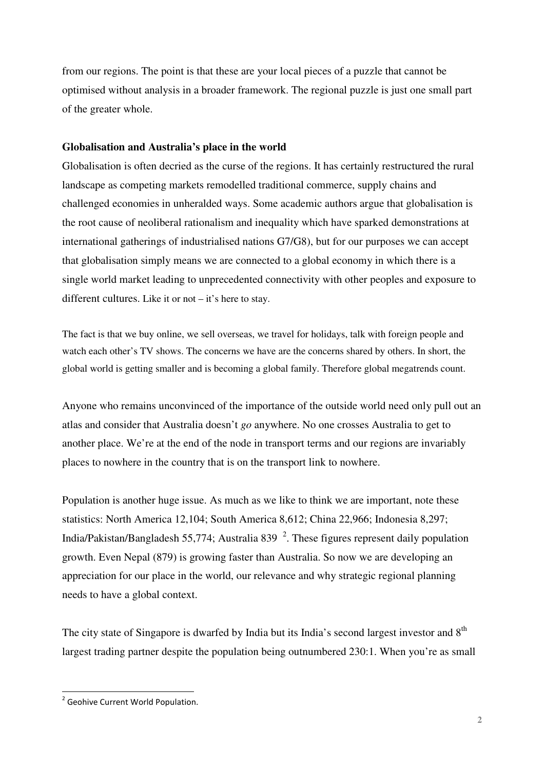from our regions. The point is that these are your local pieces of a puzzle that cannot be optimised without analysis in a broader framework. The regional puzzle is just one small part of the greater whole.

**Globalisation and Australia's place in the world**

Globalisation is often decried as the curse of the regions. It has certainly restructured the rural landscape as competing markets remodelled traditional commerce, supply chains and challenged economies in unheralded ways. Some academic authors argue that globalisation is the root cause of neoliberal rationalism and inequality which have sparked demonstrations at international gatherings of industrialised nations G7/G8), but for our purposes we can accept that globalisation simply means we are connected to a global economy in which there is a single world market leading to unprecedented connectivity with other peoples and exposure to different cultures. Like it or not – it's here to stay.

The fact is that we buy online, we sell overseas, we travel for holidays, talk with foreign people and watch each other's TV shows. The concerns we have are the concerns shared by others. In short, the global world is getting smaller and is becoming a global family. Therefore global megatrends count.

Anyone who remains unconvinced of the importance of the outside world need only pull out an atlas and consider that Australia doesn't *go* anywhere. No one crosses Australia to get to another place. We're at the end of the node in transport terms and our regions are invariably places to nowhere in the country that is on the transport link to nowhere.

Population is another huge issue. As much as we like to think we are important, note these statistics: North America 12,104; South America 8,612; China 22,966; Indonesia 8,297; India/Pakistan/Bangladesh 55,774; Australia 839 [2]. These figures represent daily population growth. Even Nepal (879) is growing faster than Australia. So now we are developing an appreciation for our place in the world, our relevance and why strategic regional planning needs to have a global context.

The city state of Singapore is dwarfed by India but its India's second largest investor and 8th largest trading partner despite the population being outnumbered 230:1. When you're as small

[2] Geohive Current World Population.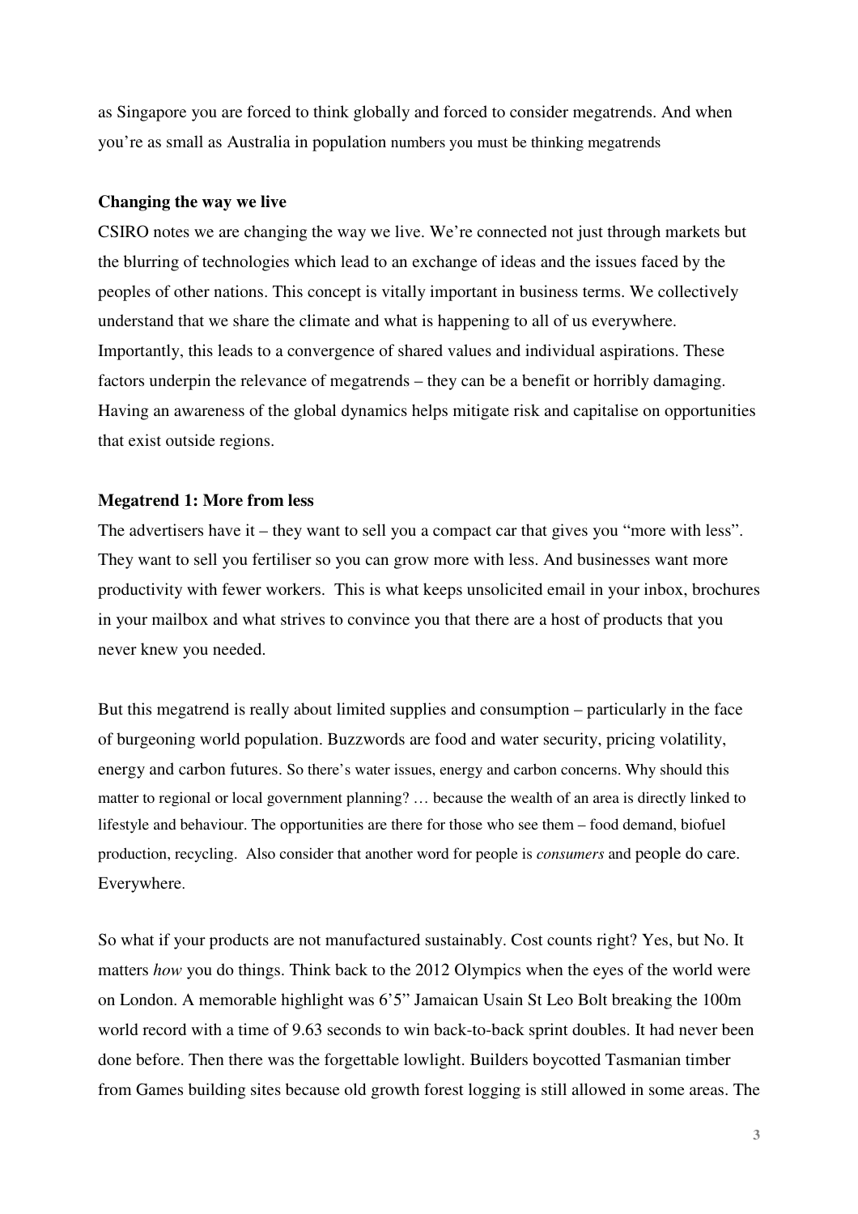as Singapore you are forced to think globally and forced to consider megatrends. And when you're as small as Australia in population numbers you must be thinking megatrends

**Changing the way we live**

CSIRO notes we are changing the way we live. We're connected not just through markets but the blurring of technologies which lead to an exchange of ideas and the issues faced by the peoples of other nations. This concept is vitally important in business terms. We collectively understand that we share the climate and what is happening to all of us everywhere. Importantly, this leads to a convergence of shared values and individual aspirations. These factors underpin the relevance of megatrends – they can be a benefit or horribly damaging. Having an awareness of the global dynamics helps mitigate risk and capitalise on opportunities that exist outside regions.

**Megatrend 1: More from less**

The advertisers have it – they want to sell you a compact car that gives you "more with less". They want to sell you fertiliser so you can grow more with less. And businesses want more productivity with fewer workers. This is what keeps unsolicited email in your inbox, brochures in your mailbox and what strives to convince you that there are a host of products that you never knew you needed.

But this megatrend is really about limited supplies and consumption – particularly in the face of burgeoning world population. Buzzwords are food and water security, pricing volatility, energy and carbon futures. So there's water issues, energy and carbon concerns. Why should this matter to regional or local government planning? … because the wealth of an area is directly linked to lifestyle and behaviour. The opportunities are there for those who see them – food demand, biofuel production, recycling. Also consider that another word for people is *consumers* and people do care. Everywhere.

So what if your products are not manufactured sustainably. Cost counts right? Yes, but No. It matters *how* you do things. Think back to the 2012 Olympics when the eyes of the world were on London. A memorable highlight was 6'5" Jamaican Usain St Leo Bolt breaking the 100m world record with a time of 9.63 seconds to win back-to-back sprint doubles. It had never been done before. Then there was the forgettable lowlight. Builders boycotted Tasmanian timber from Games building sites because old growth forest logging is still allowed in some areas. The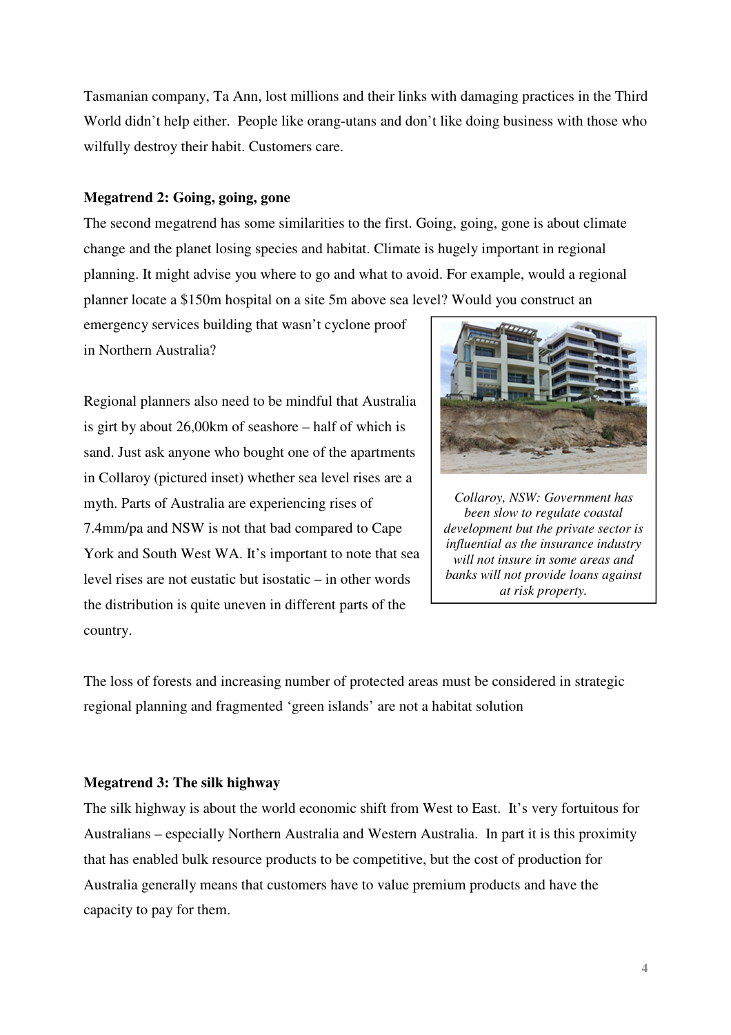Tasmanian company, Ta Ann, lost millions and their links with damaging practices in the Third World didn't help either. People like orang-utans and don't like doing business with those who wilfully destroy their habit. Customers care.

**Megatrend 2: Going, going, gone**

The second megatrend has some similarities to the first. Going, going, gone is about climate change and the planet losing species and habitat. Climate is hugely important in regional planning. It might advise you where to go and what to avoid. For example, would a regional planner locate a $150m hospital on a site 5m above sea level? Would you construct an emergency services building that wasn't cyclone proof in Northern Australia?

Regional planners also need to be mindful that Australia is girt by about 26,00km of seashore – half of which is sand. Just ask anyone who bought one of the apartments in Collaroy (pictured inset) whether sea level rises are a myth. Parts of Australia are experiencing rises of 7.4mm/pa and NSW is not that bad compared to Cape York and South West WA. It's important to note that sea level rises are not eustatic but isostatic – in other words the distribution is quite uneven in different parts of the country.

*Collaroy, NSW: Government has been slow to regulate coastal development but the private sector is influential as the insurance industry will not insure in some areas and banks will not provide loans against at risk property.*

The loss of forests and increasing number of protected areas must be considered in strategic regional planning and fragmented 'green islands' are not a habitat solution

**Megatrend 3: The silk highway**

The silk highway is about the world economic shift from West to East. It's very fortuitous for Australians – especially Northern Australia and Western Australia. In part it is this proximity that has enabled bulk resource products to be competitive, but the cost of production for Australia generally means that customers have to value premium products and have the capacity to pay for them.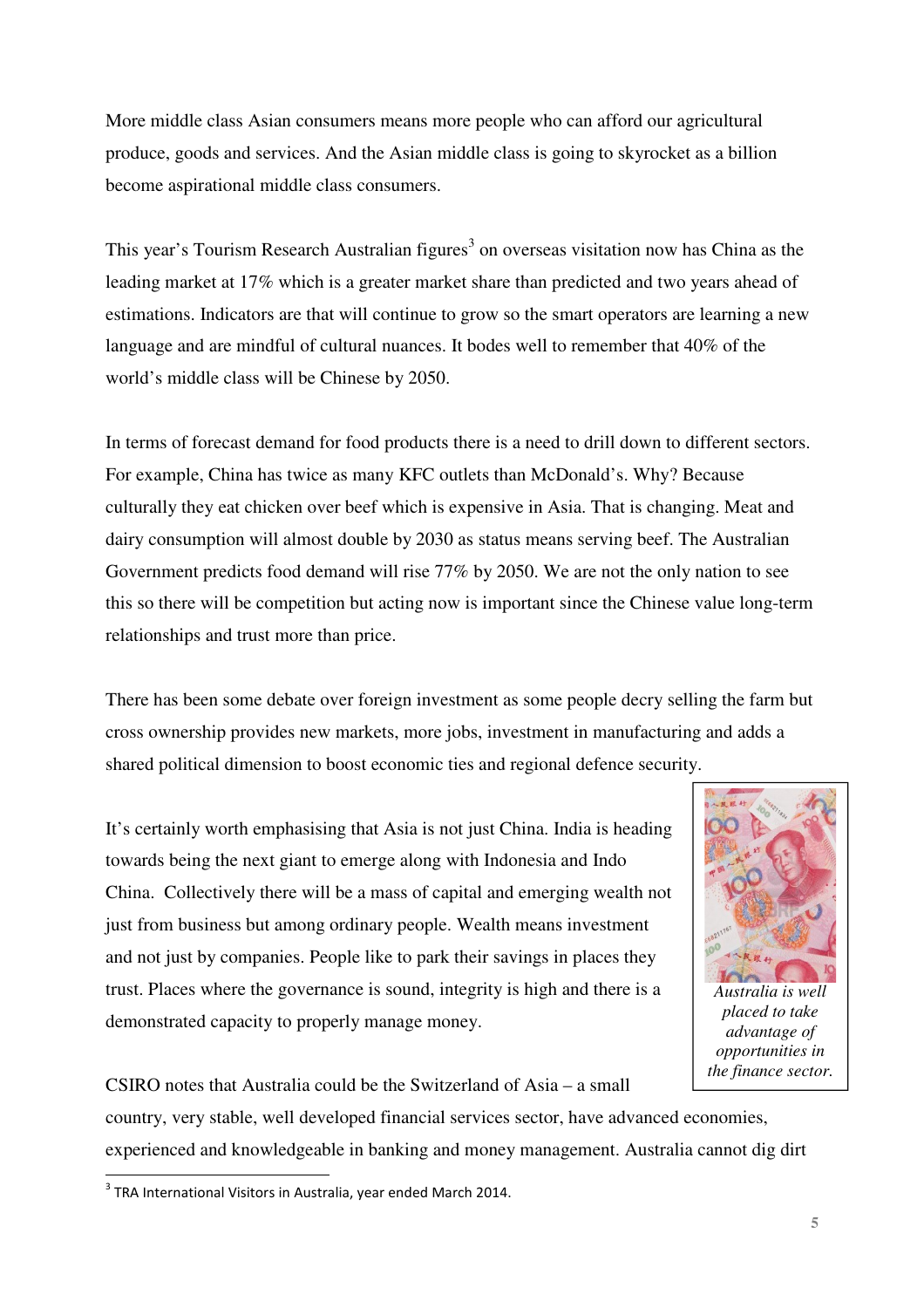More middle class Asian consumers means more people who can afford our agricultural produce, goods and services. And the Asian middle class is going to skyrocket as a billion become aspirational middle class consumers.

This year's Tourism Research Australian figures[3] on overseas visitation now has China as the leading market at 17% which is a greater market share than predicted and two years ahead of estimations. Indicators are that will continue to grow so the smart operators are learning a new language and are mindful of cultural nuances. It bodes well to remember that 40% of the world's middle class will be Chinese by 2050.

In terms of forecast demand for food products there is a need to drill down to different sectors. For example, China has twice as many KFC outlets than McDonald's. Why? Because culturally they eat chicken over beef which is expensive in Asia. That is changing. Meat and dairy consumption will almost double by 2030 as status means serving beef. The Australian Government predicts food demand will rise 77% by 2050. We are not the only nation to see this so there will be competition but acting now is important since the Chinese value long-term relationships and trust more than price.

There has been some debate over foreign investment as some people decry selling the farm but cross ownership provides new markets, more jobs, investment in manufacturing and adds a shared political dimension to boost economic ties and regional defence security.

It's certainly worth emphasising that Asia is not just China. India is heading towards being the next giant to emerge along with Indonesia and Indo China. Collectively there will be a mass of capital and emerging wealth not just from business but among ordinary people. Wealth means investment and not just by companies. People like to park their savings in places they trust. Places where the governance is sound, integrity is high and there is a demonstrated capacity to properly manage money.

*Australia is well placed to take advantage of opportunities in the finance sector.*

CSIRO notes that Australia could be the Switzerland of Asia – a small country, very stable, well developed financial services sector, have advanced economies, experienced and knowledgeable in banking and money management. Australia cannot dig dirt

[3] TRA International Visitors in Australia, year ended March 2014.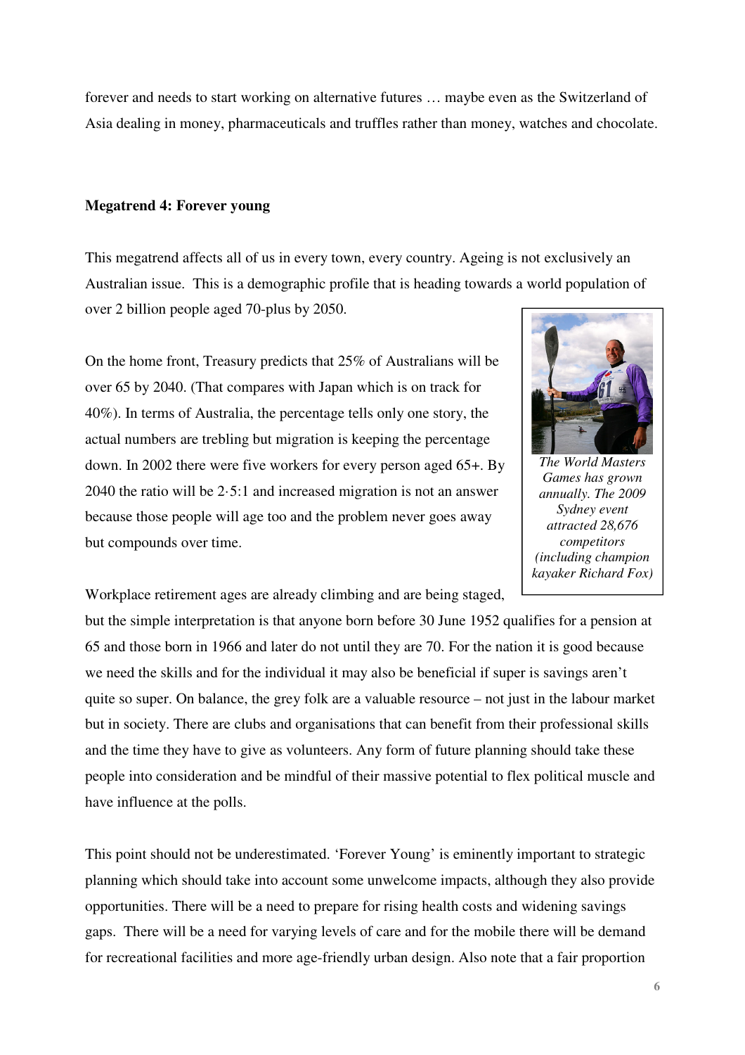forever and needs to start working on alternative futures … maybe even as the Switzerland of Asia dealing in money, pharmaceuticals and truffles rather than money, watches and chocolate.

**Megatrend 4: Forever young**

This megatrend affects all of us in every town, every country. Ageing is not exclusively an Australian issue. This is a demographic profile that is heading towards a world population of over 2 billion people aged 70-plus by 2050.

On the home front, Treasury predicts that 25% of Australians will be over 65 by 2040. (That compares with Japan which is on track for 40%). In terms of Australia, the percentage tells only one story, the actual numbers are trebling but migration is keeping the percentage down. In 2002 there were five workers for every person aged 65+. By 2040 the ratio will be 2·5:1 and increased migration is not an answer because those people will age too and the problem never goes away but compounds over time.

*The World Masters Games has grown annually. The 2009 Sydney event attracted 28,676 competitors (including champion kayaker Richard Fox)*

Workplace retirement ages are already climbing and are being staged, but the simple interpretation is that anyone born before 30 June 1952 qualifies for a pension at 65 and those born in 1966 and later do not until they are 70. For the nation it is good because we need the skills and for the individual it may also be beneficial if super is savings aren't quite so super. On balance, the grey folk are a valuable resource – not just in the labour market but in society. There are clubs and organisations that can benefit from their professional skills and the time they have to give as volunteers. Any form of future planning should take these people into consideration and be mindful of their massive potential to flex political muscle and have influence at the polls.

This point should not be underestimated. 'Forever Young' is eminently important to strategic planning which should take into account some unwelcome impacts, although they also provide opportunities. There will be a need to prepare for rising health costs and widening savings gaps. There will be a need for varying levels of care and for the mobile there will be demand for recreational facilities and more age-friendly urban design. Also note that a fair proportion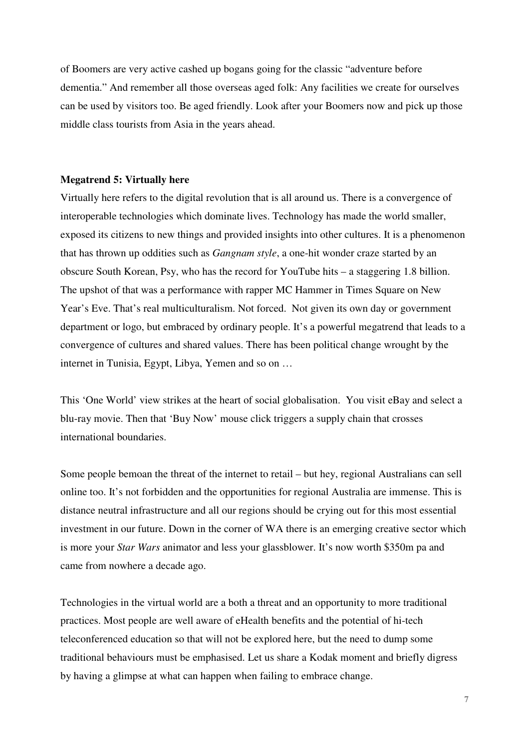of Boomers are very active cashed up bogans going for the classic “adventure before dementia.” And remember all those overseas aged folk: Any facilities we create for ourselves can be used by visitors too. Be aged friendly. Look after your Boomers now and pick up those middle class tourists from Asia in the years ahead.

**Megatrend 5: Virtually here**

Virtually here refers to the digital revolution that is all around us. There is a convergence of interoperable technologies which dominate lives. Technology has made the world smaller, exposed its citizens to new things and provided insights into other cultures. It is a phenomenon that has thrown up oddities such as *Gangnam style*, a one-hit wonder craze started by an obscure South Korean, Psy, who has the record for YouTube hits – a staggering 1.8 billion. The upshot of that was a performance with rapper MC Hammer in Times Square on New Year’s Eve. That’s real multiculturalism. Not forced. Not given its own day or government department or logo, but embraced by ordinary people. It’s a powerful megatrend that leads to a convergence of cultures and shared values. There has been political change wrought by the internet in Tunisia, Egypt, Libya, Yemen and so on …

This ‘One World’ view strikes at the heart of social globalisation. You visit eBay and select a blu-ray movie. Then that ‘Buy Now’ mouse click triggers a supply chain that crosses international boundaries.

Some people bemoan the threat of the internet to retail – but hey, regional Australians can sell online too. It’s not forbidden and the opportunities for regional Australia are immense. This is distance neutral infrastructure and all our regions should be crying out for this most essential investment in our future. Down in the corner of WA there is an emerging creative sector which is more your *Star Wars* animator and less your glassblower. It’s now worth $350m pa and came from nowhere a decade ago.

Technologies in the virtual world are a both a threat and an opportunity to more traditional practices. Most people are well aware of eHealth benefits and the potential of hi-tech teleconferenced education so that will not be explored here, but the need to dump some traditional behaviours must be emphasised. Let us share a Kodak moment and briefly digress by having a glimpse at what can happen when failing to embrace change.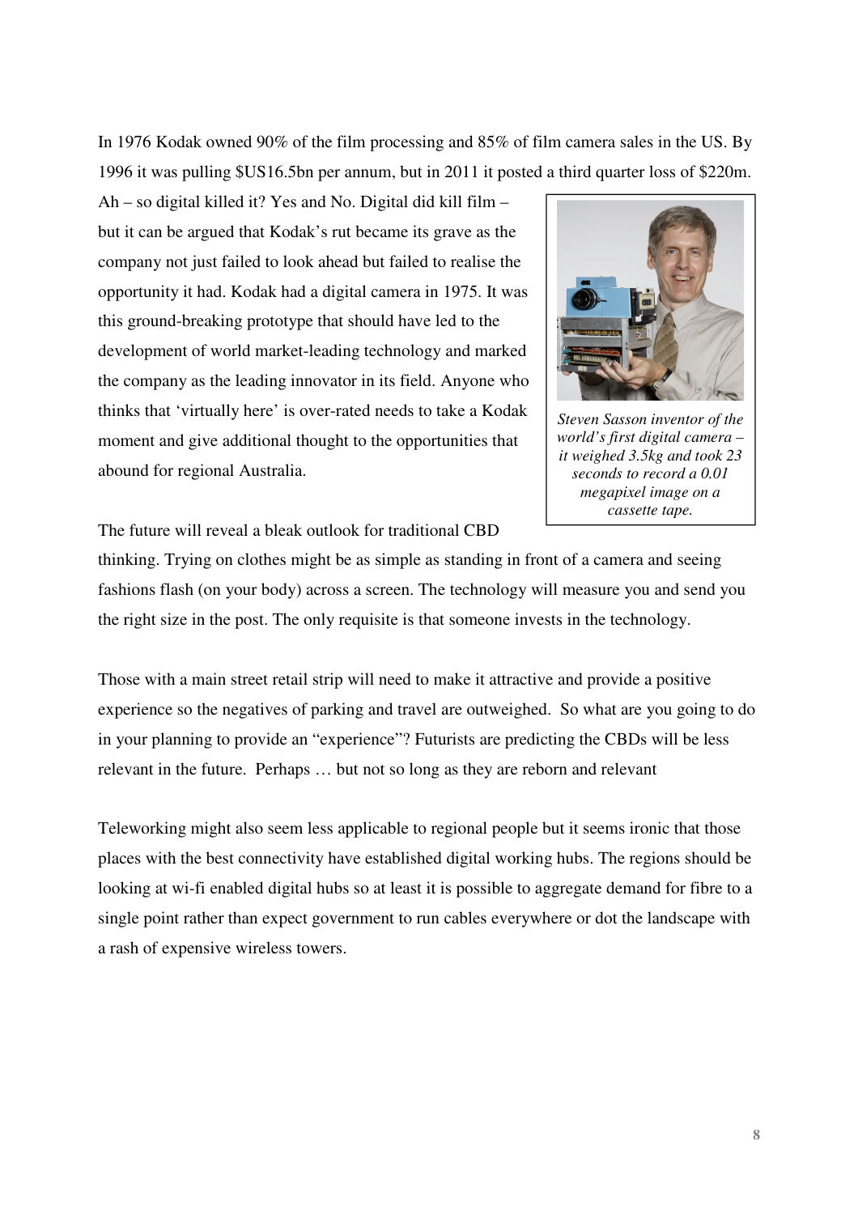In 1976 Kodak owned 90% of the film processing and 85% of film camera sales in the US. By 1996 it was pulling $US16.5bn per annum, but in 2011 it posted a third quarter loss of $220m. Ah – so digital killed it? Yes and No. Digital did kill film – but it can be argued that Kodak's rut became its grave as the company not just failed to look ahead but failed to realise the opportunity it had. Kodak had a digital camera in 1975. It was this ground-breaking prototype that should have led to the development of world market-leading technology and marked the company as the leading innovator in its field. Anyone who thinks that 'virtually here' is over-rated needs to take a Kodak moment and give additional thought to the opportunities that abound for regional Australia.

*Steven Sasson inventor of the world's first digital camera – it weighed 3.5kg and took 23 seconds to record a 0.01 megapixel image on a cassette tape.*

The future will reveal a bleak outlook for traditional CBD thinking. Trying on clothes might be as simple as standing in front of a camera and seeing fashions flash (on your body) across a screen. The technology will measure you and send you the right size in the post. The only requisite is that someone invests in the technology.

Those with a main street retail strip will need to make it attractive and provide a positive experience so the negatives of parking and travel are outweighed. So what are you going to do in your planning to provide an "experience"? Futurists are predicting the CBDs will be less relevant in the future. Perhaps … but not so long as they are reborn and relevant

Teleworking might also seem less applicable to regional people but it seems ironic that those places with the best connectivity have established digital working hubs. The regions should be looking at wi-fi enabled digital hubs so at least it is possible to aggregate demand for fibre to a single point rather than expect government to run cables everywhere or dot the landscape with a rash of expensive wireless towers.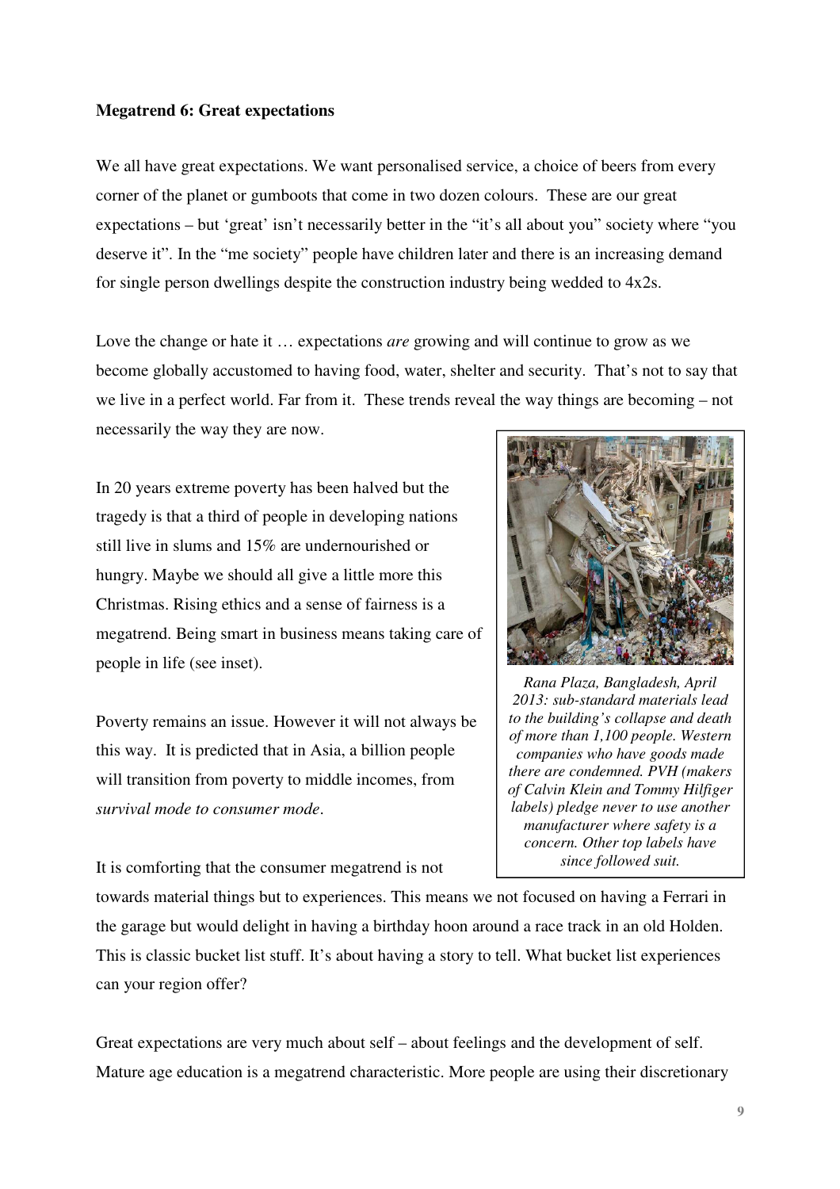**Megatrend 6: Great expectations**

We all have great expectations. We want personalised service, a choice of beers from every corner of the planet or gumboots that come in two dozen colours. These are our great expectations – but 'great' isn't necessarily better in the "it's all about you" society where "you deserve it". In the "me society" people have children later and there is an increasing demand for single person dwellings despite the construction industry being wedded to 4x2s.

Love the change or hate it … expectations *are* growing and will continue to grow as we become globally accustomed to having food, water, shelter and security. That's not to say that we live in a perfect world. Far from it. These trends reveal the way things are becoming – not necessarily the way they are now.

In 20 years extreme poverty has been halved but the tragedy is that a third of people in developing nations still live in slums and 15% are undernourished or hungry. Maybe we should all give a little more this Christmas. Rising ethics and a sense of fairness is a megatrend. Being smart in business means taking care of people in life (see inset).

*Rana Plaza, Bangladesh, April 2013: sub-standard materials lead to the building's collapse and death of more than 1,100 people. Western companies who have goods made there are condemned. PVH (makers of Calvin Klein and Tommy Hilfiger labels) pledge never to use another manufacturer where safety is a concern. Other top labels have since followed suit.*

Poverty remains an issue. However it will not always be this way. It is predicted that in Asia, a billion people will transition from poverty to middle incomes, from *survival mode to consumer mode*.

It is comforting that the consumer megatrend is not towards material things but to experiences. This means we not focused on having a Ferrari in the garage but would delight in having a birthday hoon around a race track in an old Holden. This is classic bucket list stuff. It's about having a story to tell. What bucket list experiences can your region offer?

Great expectations are very much about self – about feelings and the development of self. Mature age education is a megatrend characteristic. More people are using their discretionary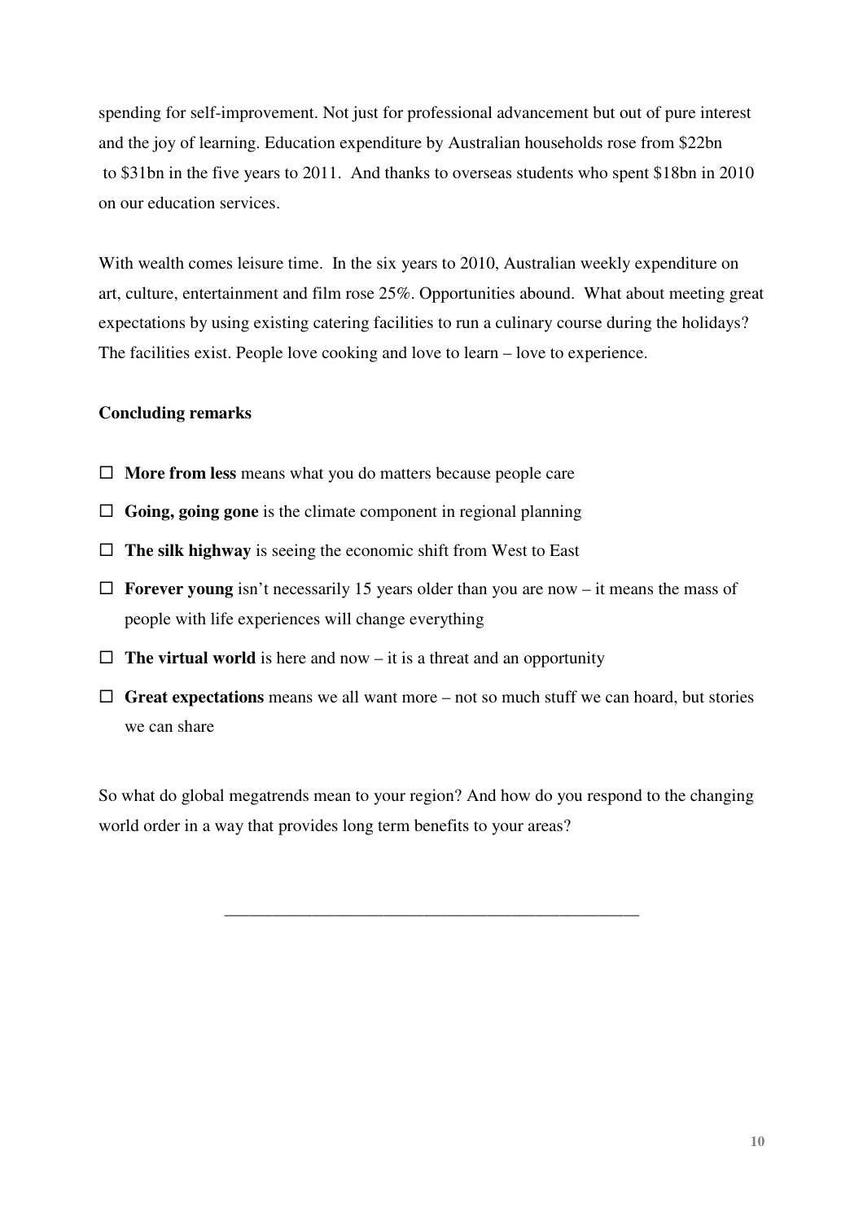spending for self-improvement. Not just for professional advancement but out of pure interest and the joy of learning. Education expenditure by Australian households rose from $22bn to $31bn in the five years to 2011. And thanks to overseas students who spent $18bn in 2010 on our education services.

With wealth comes leisure time. In the six years to 2010, Australian weekly expenditure on art, culture, entertainment and film rose 25%. Opportunities abound. What about meeting great expectations by using existing catering facilities to run a culinary course during the holidays? The facilities exist. People love cooking and love to learn – love to experience.

**Concluding remarks**

- **More from less** means what you do matters because people care
- **Going, going gone** is the climate component in regional planning
- **The silk highway** is seeing the economic shift from West to East
- **Forever young** isn't necessarily 15 years older than you are now – it means the mass of people with life experiences will change everything
- **The virtual world** is here and now – it is a threat and an opportunity
- **Great expectations** means we all want more – not so much stuff we can hoard, but stories we can share

So what do global megatrends mean to your region? And how do you respond to the changing world order in a way that provides long term benefits to your areas?

---